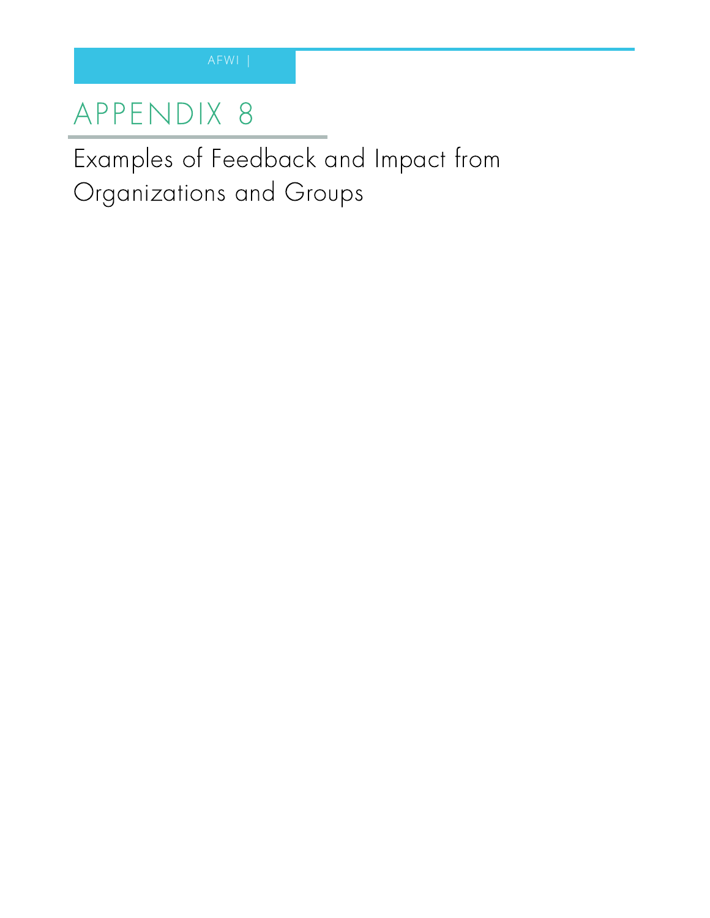# APPENDIX 8

## Examples of Feedback and Impact from Organizations and Groups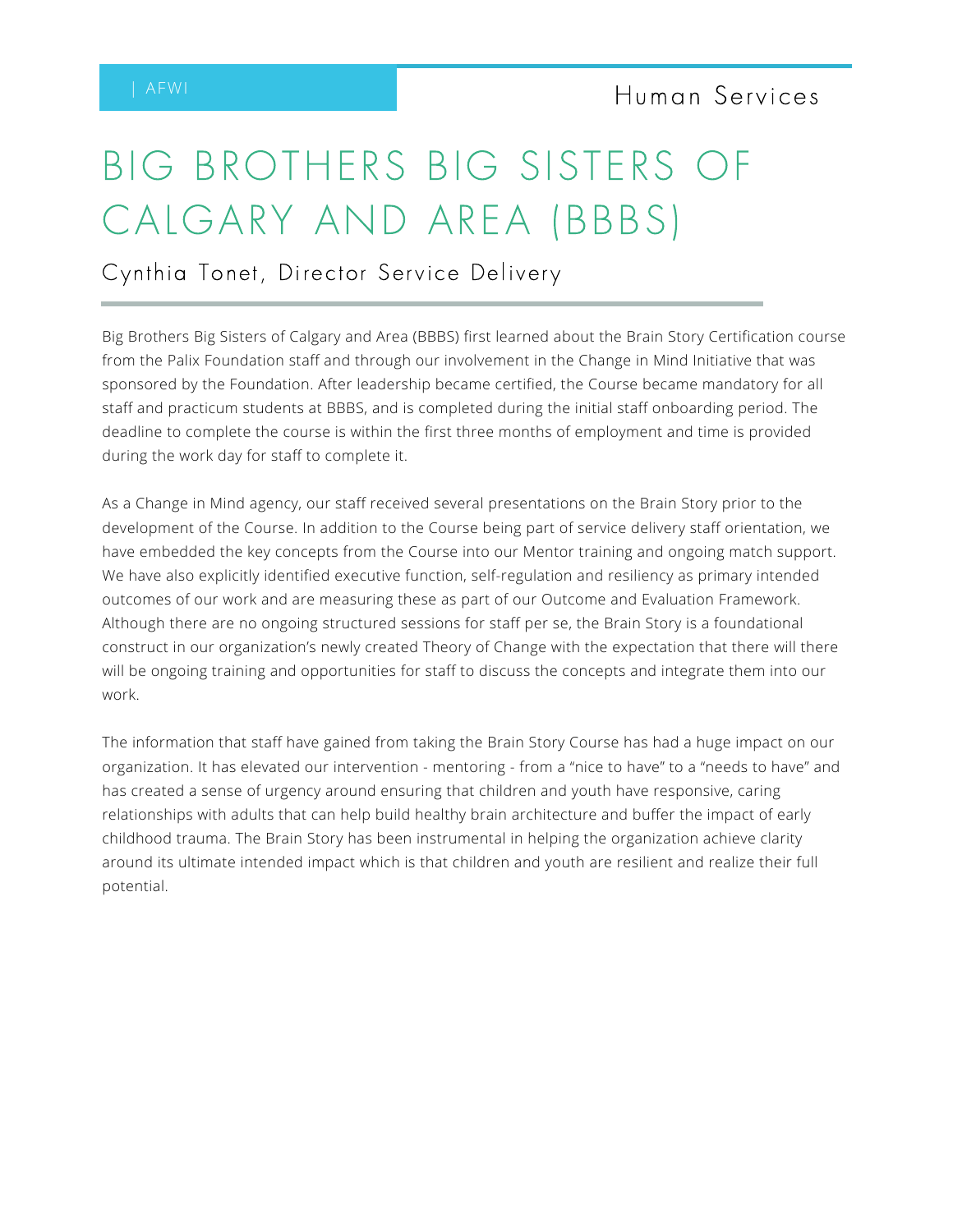# BIG BROTHERS BIG SISTERS OF CALGARY AND AREA (BBBS)

## Cynthia Tonet, Director Service Delivery

Big Brothers Big Sisters of Calgary and Area (BBBS) first learned about the Brain Story Certification course from the Palix Foundation staff and through our involvement in the Change in Mind Initiative that was sponsored by the Foundation. After leadership became certified, the Course became mandatory for all staff and practicum students at BBBS, and is completed during the initial staff onboarding period. The deadline to complete the course is within the first three months of employment and time is provided during the work day for staff to complete it.

As a Change in Mind agency, our staff received several presentations on the Brain Story prior to the development of the Course. In addition to the Course being part of service delivery staff orientation, we have embedded the key concepts from the Course into our Mentor training and ongoing match support. We have also explicitly identified executive function, self-regulation and resiliency as primary intended outcomes of our work and are measuring these as part of our Outcome and Evaluation Framework. Although there are no ongoing structured sessions for staff per se, the Brain Story is a foundational construct in our organization's newly created Theory of Change with the expectation that there will there will be ongoing training and opportunities for staff to discuss the concepts and integrate them into our work.

The information that staff have gained from taking the Brain Story Course has had a huge impact on our organization. It has elevated our intervention - mentoring - from a "nice to have" to a "needs to have" and has created a sense of urgency around ensuring that children and youth have responsive, caring relationships with adults that can help build healthy brain architecture and buffer the impact of early childhood trauma. The Brain Story has been instrumental in helping the organization achieve clarity around its ultimate intended impact which is that children and youth are resilient and realize their full potential.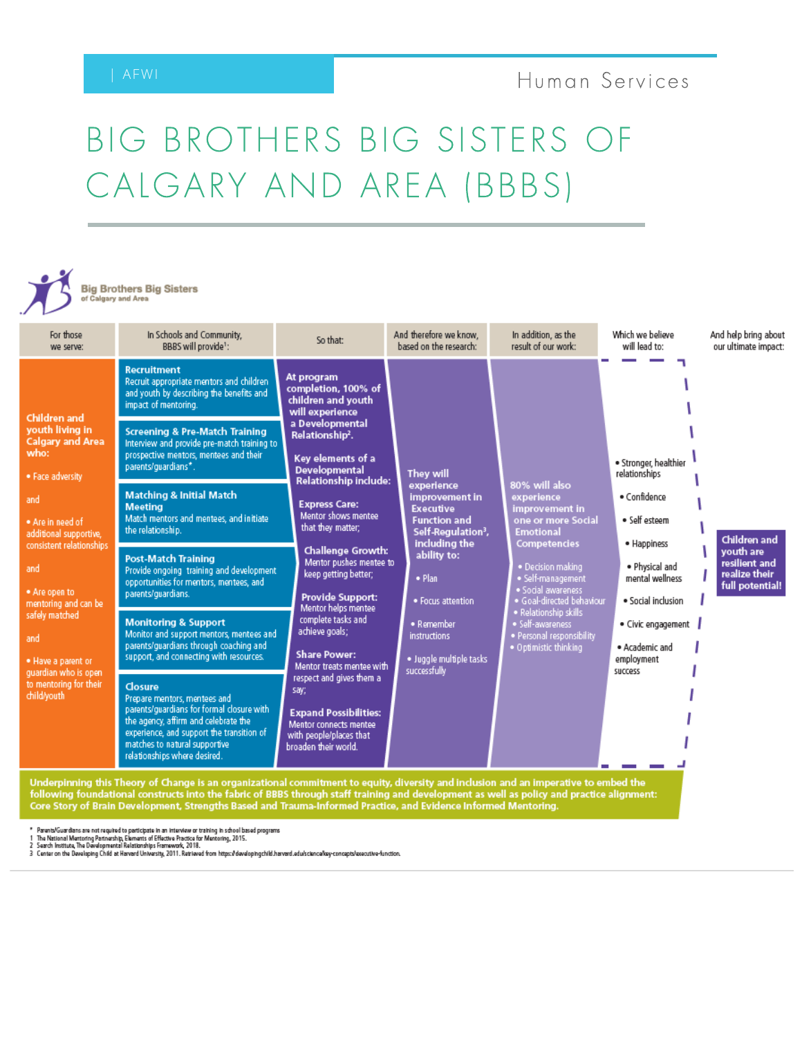# BIG BROTHERS BIG SISTERS OF CALGARY AND AREA (BBBS)

Big Brothers Big Sisters of Calgary and Area

| For those we serve: | In Schools and Community, BBBS will provide[1]: | So that: | And therefore we know, based on the research: | In addition, as the result of our work: | Which we believe will lead to: | And help bring about our ultimate impact: |
|---|---|---|---|---|---|---|
| **Children and youth living in Calgary and Area who:**<br>• Face adversity<br>and<br>• Are in need of additional supportive, consistent relationships<br>and<br>• Are open to mentoring and can be safely matched<br>and<br>• Have a parent or guardian who is open to mentoring for their child/youth | **Recruitment**<br>Recruit appropriate mentors and children and youth by describing the benefits and impact of mentoring.<br>**Screening & Pre-Match Training**<br>Interview and provide pre-match training to prospective mentors, mentees and their parents/guardians*.<br>**Matching & Initial Match Meeting**<br>Match mentors and mentees, and initiate the relationship.<br>**Post-Match Training**<br>Provide ongoing training and development opportunities for mentors, mentees, and parents/guardians.<br>**Monitoring & Support**<br>Monitor and support mentors, mentees and parents/guardians through coaching and support, and connecting with resources.<br>**Closure**<br>Prepare mentors, mentees and parents/guardians for formal closure with the agency, affirm and celebrate the experience, and support the transition of matches to natural supportive relationships where desired. | **At program completion, 100% of children and youth will experience a Developmental Relationship[2].**<br>**Key elements of a Developmental Relationship include:**<br>**Express Care:** Mentor shows mentee that they matter;<br>**Challenge Growth:** Mentor pushes mentee to keep getting better;<br>**Provide Support:** Mentor helps mentee complete tasks and achieve goals;<br>**Share Power:** Mentor treats mentee with respect and gives them a say;<br>**Expand Possibilities:** Mentor connects mentee with people/places that broaden their world. | **They will experience improvement in Executive Function and Self-Regulation[3], including the ability to:**<br>• Plan<br>• Focus attention<br>• Remember instructions<br>• Juggle multiple tasks successfully | **80% will also experience improvement in one or more Social Emotional Competencies**<br>• Decision making<br>• Self-management<br>• Social awareness<br>• Goal-directed behaviour<br>• Relationship skills<br>• Self-awareness<br>• Personal responsibility<br>• Optimistic thinking | • Stronger, healthier relationships<br>• Confidence<br>• Self esteem<br>• Happiness<br>• Physical and mental wellness<br>• Social inclusion<br>• Civic engagement<br>• Academic and employment success | **Children and youth are resilient and realize their full potential!** |

**Underpinning this Theory of Change is an organizational commitment to equity, diversity and inclusion and an imperative to embed the following foundational constructs into the fabric of BBBS through staff training and development as well as policy and practice alignment: Core Story of Brain Development, Strengths Based and Trauma-Informed Practice, and Evidence Informed Mentoring.**

\* Parents/Guardians are not required to participate in an interview or training in school based programs
1 The National Mentoring Partnership, Elements of Effective Practice for Mentoring, 2015.
2 Search Institute, The Developmental Relationships Framework, 2018.
3 Center on the Developing Child at Harvard University, 2011. Retrieved from https://developingchild.harvard.edu/science/key-concepts/executive-function.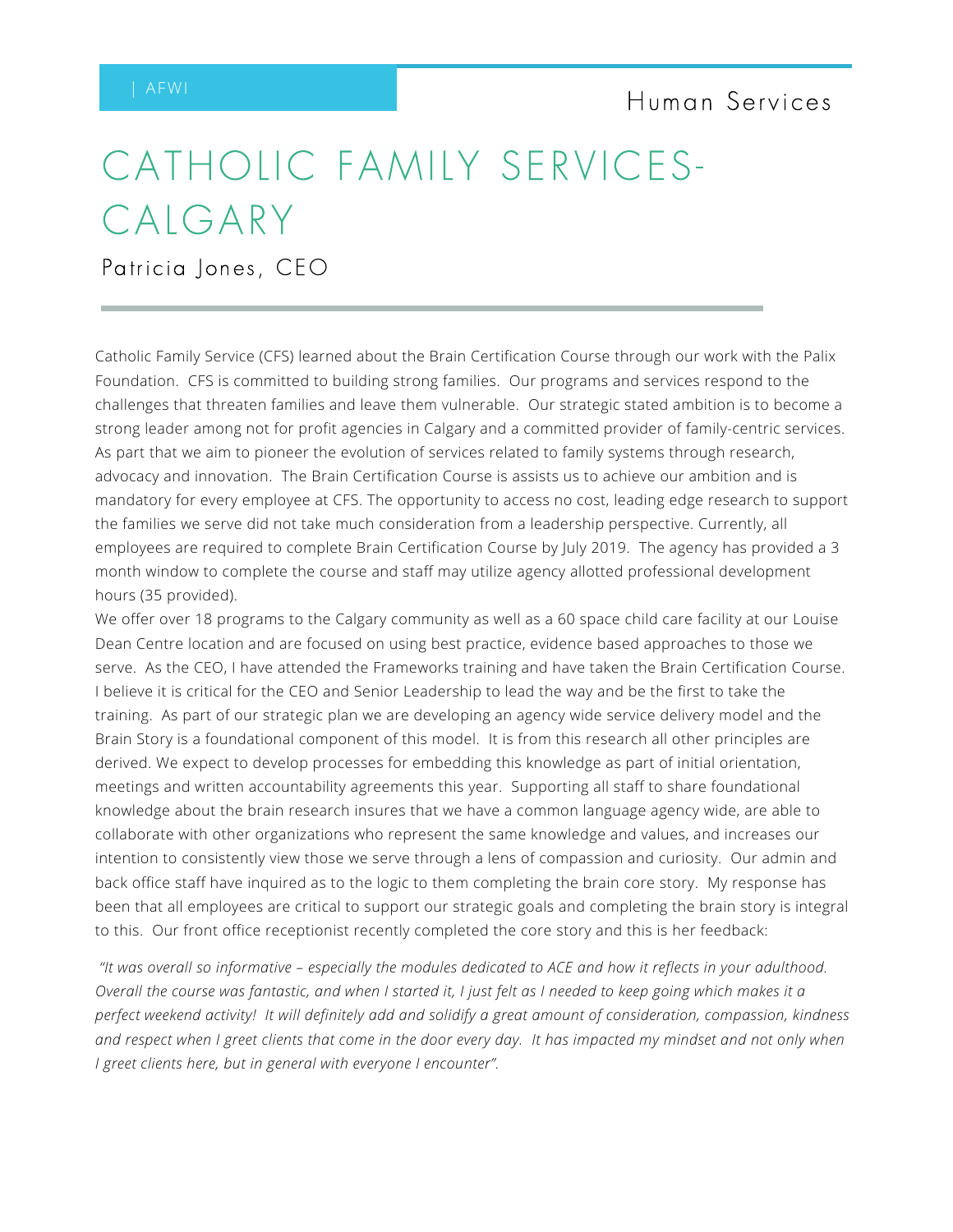# CATHOLIC FAMILY SERVICES-CALGARY

Patricia Jones, CEO

Catholic Family Service (CFS) learned about the Brain Certification Course through our work with the Palix Foundation. CFS is committed to building strong families. Our programs and services respond to the challenges that threaten families and leave them vulnerable. Our strategic stated ambition is to become a strong leader among not for profit agencies in Calgary and a committed provider of family-centric services. As part that we aim to pioneer the evolution of services related to family systems through research, advocacy and innovation. The Brain Certification Course is assists us to achieve our ambition and is mandatory for every employee at CFS. The opportunity to access no cost, leading edge research to support the families we serve did not take much consideration from a leadership perspective. Currently, all employees are required to complete Brain Certification Course by July 2019. The agency has provided a 3 month window to complete the course and staff may utilize agency allotted professional development hours (35 provided).

We offer over 18 programs to the Calgary community as well as a 60 space child care facility at our Louise Dean Centre location and are focused on using best practice, evidence based approaches to those we serve. As the CEO, I have attended the Frameworks training and have taken the Brain Certification Course. I believe it is critical for the CEO and Senior Leadership to lead the way and be the first to take the training. As part of our strategic plan we are developing an agency wide service delivery model and the Brain Story is a foundational component of this model. It is from this research all other principles are derived. We expect to develop processes for embedding this knowledge as part of initial orientation, meetings and written accountability agreements this year. Supporting all staff to share foundational knowledge about the brain research insures that we have a common language agency wide, are able to collaborate with other organizations who represent the same knowledge and values, and increases our intention to consistently view those we serve through a lens of compassion and curiosity. Our admin and back office staff have inquired as to the logic to them completing the brain core story. My response has been that all employees are critical to support our strategic goals and completing the brain story is integral to this. Our front office receptionist recently completed the core story and this is her feedback:

*"It was overall so informative – especially the modules dedicated to ACE and how it reflects in your adulthood. Overall the course was fantastic, and when I started it, I just felt as I needed to keep going which makes it a perfect weekend activity! It will definitely add and solidify a great amount of consideration, compassion, kindness and respect when I greet clients that come in the door every day. It has impacted my mindset and not only when I greet clients here, but in general with everyone I encounter".*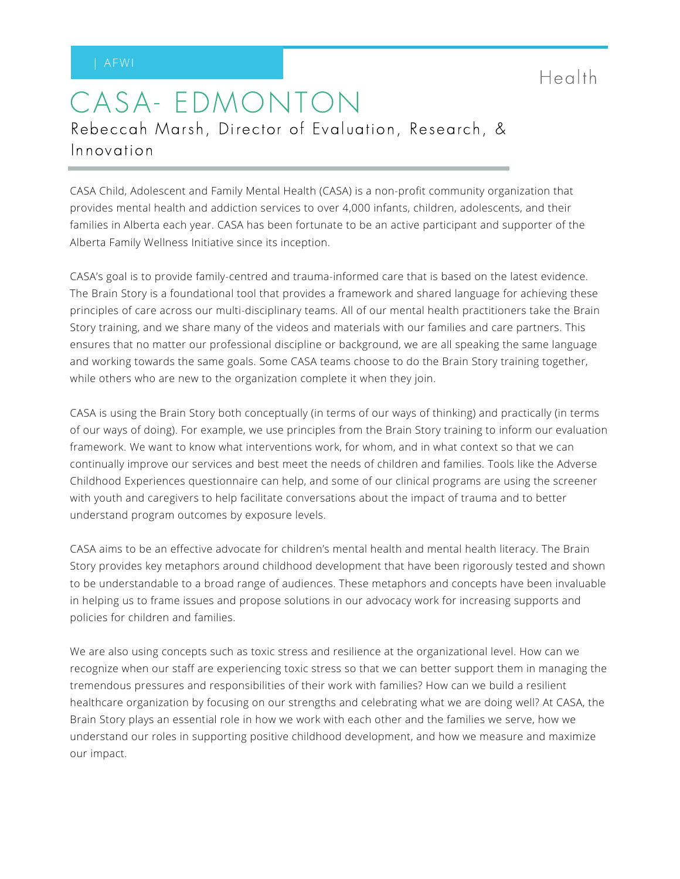# CASA- EDMONTON

## Rebeccah Marsh, Director of Evaluation, Research, & Innovation

CASA Child, Adolescent and Family Mental Health (CASA) is a non-profit community organization that provides mental health and addiction services to over 4,000 infants, children, adolescents, and their families in Alberta each year. CASA has been fortunate to be an active participant and supporter of the Alberta Family Wellness Initiative since its inception.

CASA's goal is to provide family-centred and trauma-informed care that is based on the latest evidence. The Brain Story is a foundational tool that provides a framework and shared language for achieving these principles of care across our multi-disciplinary teams. All of our mental health practitioners take the Brain Story training, and we share many of the videos and materials with our families and care partners. This ensures that no matter our professional discipline or background, we are all speaking the same language and working towards the same goals. Some CASA teams choose to do the Brain Story training together, while others who are new to the organization complete it when they join.

CASA is using the Brain Story both conceptually (in terms of our ways of thinking) and practically (in terms of our ways of doing). For example, we use principles from the Brain Story training to inform our evaluation framework. We want to know what interventions work, for whom, and in what context so that we can continually improve our services and best meet the needs of children and families. Tools like the Adverse Childhood Experiences questionnaire can help, and some of our clinical programs are using the screener with youth and caregivers to help facilitate conversations about the impact of trauma and to better understand program outcomes by exposure levels.

CASA aims to be an effective advocate for children's mental health and mental health literacy. The Brain Story provides key metaphors around childhood development that have been rigorously tested and shown to be understandable to a broad range of audiences. These metaphors and concepts have been invaluable in helping us to frame issues and propose solutions in our advocacy work for increasing supports and policies for children and families.

We are also using concepts such as toxic stress and resilience at the organizational level. How can we recognize when our staff are experiencing toxic stress so that we can better support them in managing the tremendous pressures and responsibilities of their work with families? How can we build a resilient healthcare organization by focusing on our strengths and celebrating what we are doing well? At CASA, the Brain Story plays an essential role in how we work with each other and the families we serve, how we understand our roles in supporting positive childhood development, and how we measure and maximize our impact.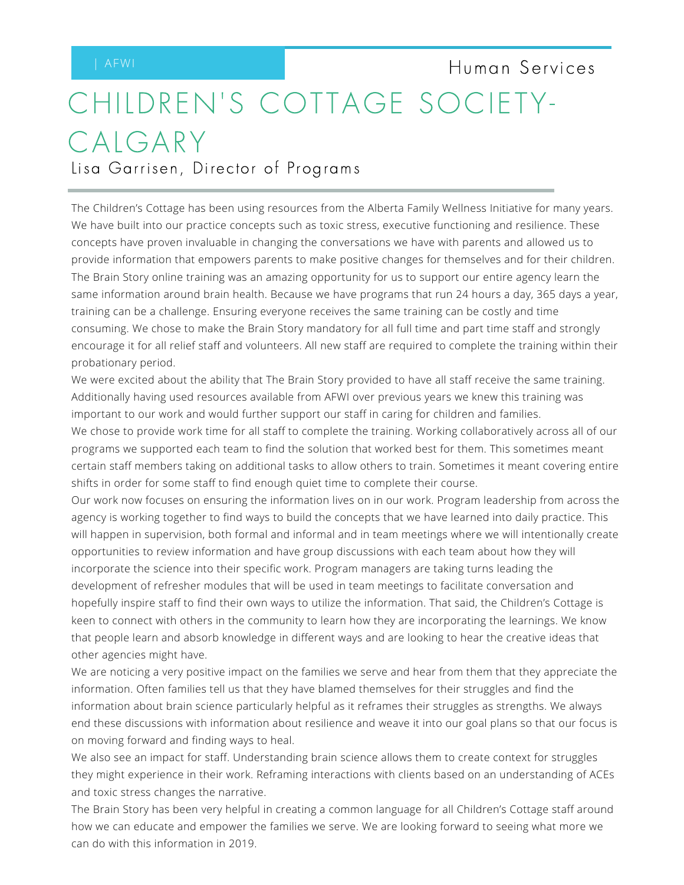| AFWI

Human Services

# CHILDREN'S COTTAGE SOCIETY-CALGARY

Lisa Garrisen, Director of Programs

The Children's Cottage has been using resources from the Alberta Family Wellness Initiative for many years. We have built into our practice concepts such as toxic stress, executive functioning and resilience. These concepts have proven invaluable in changing the conversations we have with parents and allowed us to provide information that empowers parents to make positive changes for themselves and for their children. The Brain Story online training was an amazing opportunity for us to support our entire agency learn the same information around brain health. Because we have programs that run 24 hours a day, 365 days a year, training can be a challenge. Ensuring everyone receives the same training can be costly and time consuming. We chose to make the Brain Story mandatory for all full time and part time staff and strongly encourage it for all relief staff and volunteers. All new staff are required to complete the training within their probationary period.

We were excited about the ability that The Brain Story provided to have all staff receive the same training. Additionally having used resources available from AFWI over previous years we knew this training was important to our work and would further support our staff in caring for children and families.

We chose to provide work time for all staff to complete the training. Working collaboratively across all of our programs we supported each team to find the solution that worked best for them. This sometimes meant certain staff members taking on additional tasks to allow others to train. Sometimes it meant covering entire shifts in order for some staff to find enough quiet time to complete their course.

Our work now focuses on ensuring the information lives on in our work. Program leadership from across the agency is working together to find ways to build the concepts that we have learned into daily practice. This will happen in supervision, both formal and informal and in team meetings where we will intentionally create opportunities to review information and have group discussions with each team about how they will incorporate the science into their specific work. Program managers are taking turns leading the development of refresher modules that will be used in team meetings to facilitate conversation and hopefully inspire staff to find their own ways to utilize the information. That said, the Children's Cottage is keen to connect with others in the community to learn how they are incorporating the learnings. We know that people learn and absorb knowledge in different ways and are looking to hear the creative ideas that other agencies might have.

We are noticing a very positive impact on the families we serve and hear from them that they appreciate the information. Often families tell us that they have blamed themselves for their struggles and find the information about brain science particularly helpful as it reframes their struggles as strengths. We always end these discussions with information about resilience and weave it into our goal plans so that our focus is on moving forward and finding ways to heal.

We also see an impact for staff. Understanding brain science allows them to create context for struggles they might experience in their work. Reframing interactions with clients based on an understanding of ACEs and toxic stress changes the narrative.

The Brain Story has been very helpful in creating a common language for all Children's Cottage staff around how we can educate and empower the families we serve. We are looking forward to seeing what more we can do with this information in 2019.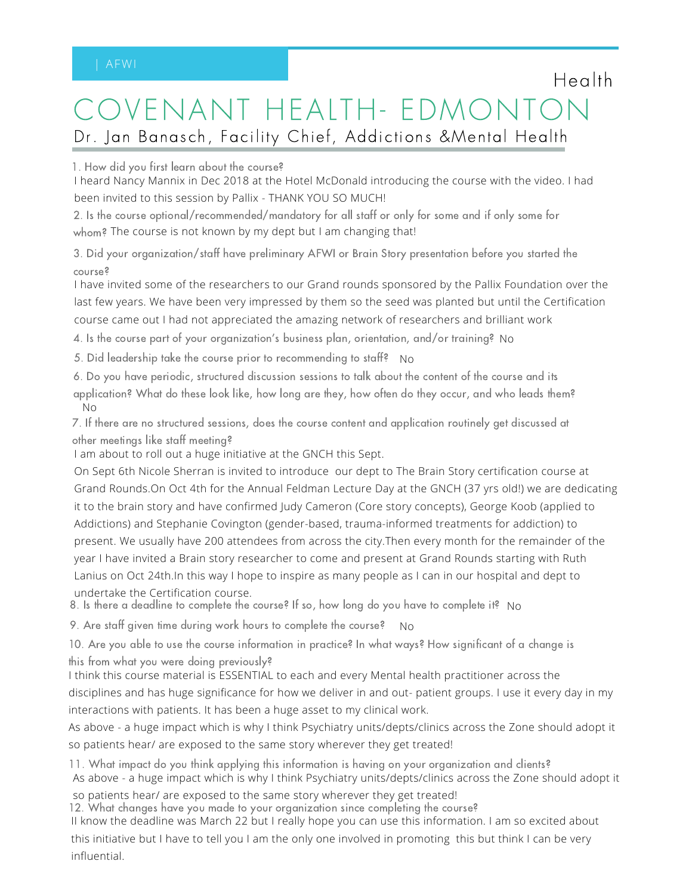| AFWI

Health

# COVENANT HEALTH- EDMONTON

## Dr. Jan Banasch, Facility Chief, Addictions &Mental Health

1. How did you first learn about the course?

I heard Nancy Mannix in Dec 2018 at the Hotel McDonald introducing the course with the video. I had been invited to this session by Pallix - THANK YOU SO MUCH!

2. Is the course optional/recommended/mandatory for all staff or only for some and if only some for whom? The course is not known by my dept but I am changing that!

3. Did your organization/staff have preliminary AFWI or Brain Story presentation before you started the course?

I have invited some of the researchers to our Grand rounds sponsored by the Pallix Foundation over the last few years. We have been very impressed by them so the seed was planted but until the Certification course came out I had not appreciated the amazing network of researchers and brilliant work

4. Is the course part of your organization's business plan, orientation, and/or training? No

5. Did leadership take the course prior to recommending to staff? No

6. Do you have periodic, structured discussion sessions to talk about the content of the course and its application? What do these look like, how long are they, how often do they occur, and who leads them?

No

7. If there are no structured sessions, does the course content and application routinely get discussed at other meetings like staff meeting?

I am about to roll out a huge initiative at the GNCH this Sept.

On Sept 6th Nicole Sherran is invited to introduce our dept to The Brain Story certification course at Grand Rounds.On Oct 4th for the Annual Feldman Lecture Day at the GNCH (37 yrs old!) we are dedicating it to the brain story and have confirmed Judy Cameron (Core story concepts), George Koob (applied to Addictions) and Stephanie Covington (gender-based, trauma-informed treatments for addiction) to present. We usually have 200 attendees from across the city.Then every month for the remainder of the year I have invited a Brain story researcher to come and present at Grand Rounds starting with Ruth Lanius on Oct 24th.In this way I hope to inspire as many people as I can in our hospital and dept to undertake the Certification course.

8. Is there a deadline to complete the course? If so, how long do you have to complete it? No

9. Are staff given time during work hours to complete the course? No

10. Are you able to use the course information in practice? In what ways? How significant of a change is this from what you were doing previously?

I think this course material is ESSENTIAL to each and every Mental health practitioner across the disciplines and has huge significance for how we deliver in and out- patient groups. I use it every day in my interactions with patients. It has been a huge asset to my clinical work.

As above - a huge impact which is why I think Psychiatry units/depts/clinics across the Zone should adopt it so patients hear/ are exposed to the same story wherever they get treated!

11. What impact do you think applying this information is having on your organization and clients?

As above - a huge impact which is why I think Psychiatry units/depts/clinics across the Zone should adopt it so patients hear/ are exposed to the same story wherever they get treated!

12. What changes have you made to your organization since completing the course?

II know the deadline was March 22 but I really hope you can use this information. I am so excited about this initiative but I have to tell you I am the only one involved in promoting this but think I can be very influential.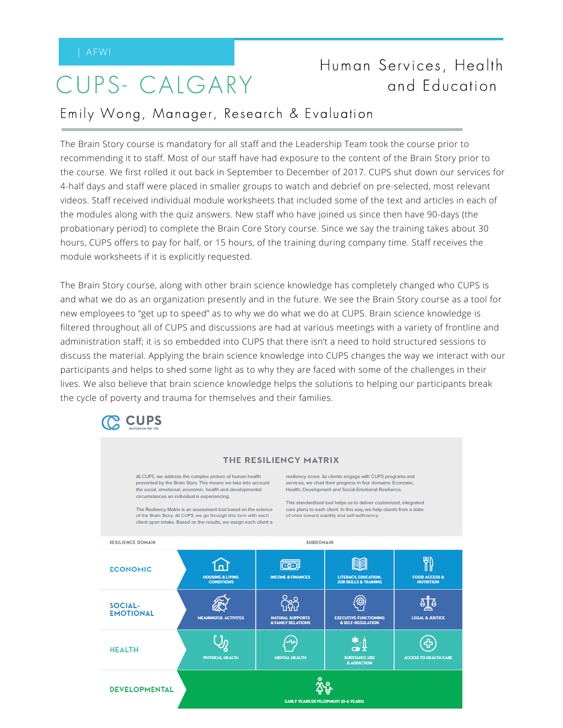| AFWI

# CUPS- CALGARY

Human Services, Health and Education

## Emily Wong, Manager, Research & Evaluation

The Brain Story course is mandatory for all staff and the Leadership Team took the course prior to recommending it to staff. Most of our staff have had exposure to the content of the Brain Story prior to the course. We first rolled it out back in September to December of 2017. CUPS shut down our services for 4-half days and staff were placed in smaller groups to watch and debrief on pre-selected, most relevant videos. Staff received individual module worksheets that included some of the text and articles in each of the modules along with the quiz answers. New staff who have joined us since then have 90-days (the probationary period) to complete the Brain Core Story course. Since we say the training takes about 30 hours, CUPS offers to pay for half, or 15 hours, of the training during company time. Staff receives the module worksheets if it is explicitly requested.

The Brain Story course, along with other brain science knowledge has completely changed who CUPS is and what we do as an organization presently and in the future. We see the Brain Story course as a tool for new employees to "get up to speed" as to why we do what we do at CUPS. Brain science knowledge is filtered throughout all of CUPS and discussions are had at various meetings with a variety of frontline and administration staff; it is so embedded into CUPS that there isn't a need to hold structured sessions to discuss the material. Applying the brain science knowledge into CUPS changes the way we interact with our participants and helps to shed some light as to why they are faced with some of the challenges in their lives. We also believe that brain science knowledge helps the solutions to helping our participants break the cycle of poverty and trauma for themselves and their families.

CUPS
resilience for life

### THE RESILIENCY MATRIX

At CUPS, we address the complex picture of human health presented by the Brain Story. This means we take into account the social, emotional, economic, health and developmental circumstances an individual is experiencing.

The Resiliency Matrix is an assessment tool based on the science of the Brain Story. At CUPS, we go through this form with each client upon intake. Based on the results, we assign each client a resiliency score. As clients engage with CUPS programs and services, we chart their progress in four domains: Economic, Health, Development and Social-Emotional Resilience.

This standardized tool helps us to deliver customized, integrated care plans to each client. In this way, we help clients from a state of crisis toward stability and self-sufficiency.

| RESILIENCE DOMAIN | SUBDOMAIN | | | |
|---|---|---|---|---|
| ECONOMIC | HOUSING & LIVING CONDITIONS | INCOME & FINANCES | LITERACY, EDUCATION, JOB SKILLS & TRAINING | FOOD ACCESS & NUTRITION |
| SOCIAL-EMOTIONAL | MEANINGFUL ACTIVITES | NATURAL SUPPORTS & FAMILY RELATIONS | EXECUTIVE FUNCTIONING & SELF-REGULATION | LEGAL & JUSTICE |
| HEALTH | PHYSICAL HEALTH | MENTAL HEALTH | SUBSTANCE USE & ADDICTION | ACCESS TO HEALTH CARE |
| DEVELOPMENTAL | EARLY YEARS DEVELOPMENT (0-6 YEARS) | | | |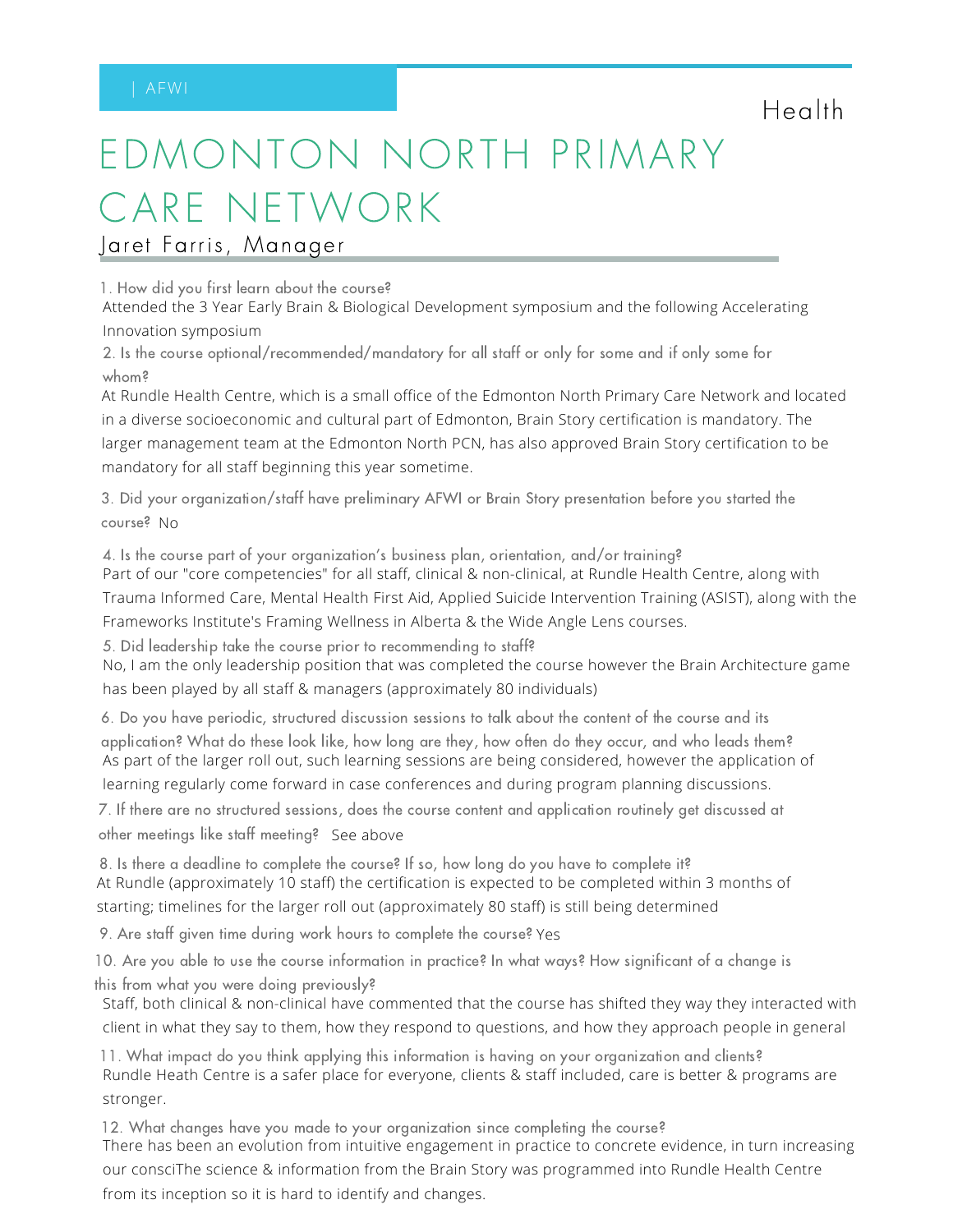| AFWI

Health

# EDMONTON NORTH PRIMARY CARE NETWORK

## Jaret Farris, Manager

1. How did you first learn about the course?

Attended the 3 Year Early Brain & Biological Development symposium and the following Accelerating Innovation symposium

2. Is the course optional/recommended/mandatory for all staff or only for some and if only some for whom?

At Rundle Health Centre, which is a small office of the Edmonton North Primary Care Network and located in a diverse socioeconomic and cultural part of Edmonton, Brain Story certification is mandatory. The larger management team at the Edmonton North PCN, has also approved Brain Story certification to be mandatory for all staff beginning this year sometime.

3. Did your organization/staff have preliminary AFWI or Brain Story presentation before you started the course? No

4. Is the course part of your organization's business plan, orientation, and/or training?

Part of our "core competencies" for all staff, clinical & non-clinical, at Rundle Health Centre, along with Trauma Informed Care, Mental Health First Aid, Applied Suicide Intervention Training (ASIST), along with the Frameworks Institute's Framing Wellness in Alberta & the Wide Angle Lens courses.

5. Did leadership take the course prior to recommending to staff?

No, I am the only leadership position that was completed the course however the Brain Architecture game has been played by all staff & managers (approximately 80 individuals)

6. Do you have periodic, structured discussion sessions to talk about the content of the course and its application? What do these look like, how long are they, how often do they occur, and who leads them?

As part of the larger roll out, such learning sessions are being considered, however the application of learning regularly come forward in case conferences and during program planning discussions.

7. If there are no structured sessions, does the course content and application routinely get discussed at other meetings like staff meeting? See above

8. Is there a deadline to complete the course? If so, how long do you have to complete it?

At Rundle (approximately 10 staff) the certification is expected to be completed within 3 months of starting; timelines for the larger roll out (approximately 80 staff) is still being determined

9. Are staff given time during work hours to complete the course? Yes

10. Are you able to use the course information in practice? In what ways? How significant of a change is this from what you were doing previously?

Staff, both clinical & non-clinical have commented that the course has shifted they way they interacted with client in what they say to them, how they respond to questions, and how they approach people in general

11. What impact do you think applying this information is having on your organization and clients?

Rundle Heath Centre is a safer place for everyone, clients & staff included, care is better & programs are stronger.

12. What changes have you made to your organization since completing the course?

There has been an evolution from intuitive engagement in practice to concrete evidence, in turn increasing our consciThe science & information from the Brain Story was programmed into Rundle Health Centre from its inception so it is hard to identify and changes.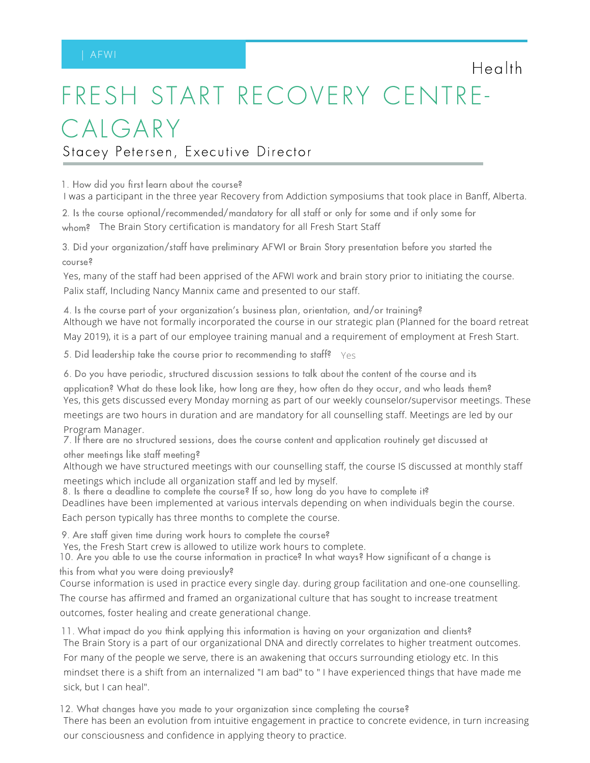| AFWI

Health

# FRESH START RECOVERY CENTRE-CALGARY

## Stacey Petersen, Executive Director

1. How did you first learn about the course?

I was a participant in the three year Recovery from Addiction symposiums that took place in Banff, Alberta.

2. Is the course optional/recommended/mandatory for all staff or only for some and if only some for whom?

The Brain Story certification is mandatory for all Fresh Start Staff

3. Did your organization/staff have preliminary AFWI or Brain Story presentation before you started the course?

Yes, many of the staff had been apprised of the AFWI work and brain story prior to initiating the course. Palix staff, Including Nancy Mannix came and presented to our staff.

4. Is the course part of your organization's business plan, orientation, and/or training?

Although we have not formally incorporated the course in our strategic plan (Planned for the board retreat May 2019), it is a part of our employee training manual and a requirement of employment at Fresh Start.

5. Did leadership take the course prior to recommending to staff?

Yes

6. Do you have periodic, structured discussion sessions to talk about the content of the course and its application? What do these look like, how long are they, how often do they occur, and who leads them?

Yes, this gets discussed every Monday morning as part of our weekly counselor/supervisor meetings. These meetings are two hours in duration and are mandatory for all counselling staff. Meetings are led by our Program Manager.

7. If there are no structured sessions, does the course content and application routinely get discussed at other meetings like staff meeting?

Although we have structured meetings with our counselling staff, the course IS discussed at monthly staff meetings which include all organization staff and led by myself.

8. Is there a deadline to complete the course? If so, how long do you have to complete it?

Deadlines have been implemented at various intervals depending on when individuals begin the course. Each person typically has three months to complete the course.

9. Are staff given time during work hours to complete the course?

Yes, the Fresh Start crew is allowed to utilize work hours to complete.

10. Are you able to use the course information in practice? In what ways? How significant of a change is this from what you were doing previously?

Course information is used in practice every single day. during group facilitation and one-one counselling. The course has affirmed and framed an organizational culture that has sought to increase treatment outcomes, foster healing and create generational change.

11. What impact do you think applying this information is having on your organization and clients?

The Brain Story is a part of our organizational DNA and directly correlates to higher treatment outcomes. For many of the people we serve, there is an awakening that occurs surrounding etiology etc. In this mindset there is a shift from an internalized "I am bad" to " I have experienced things that have made me sick, but I can heal".

12. What changes have you made to your organization since completing the course?

There has been an evolution from intuitive engagement in practice to concrete evidence, in turn increasing our consciousness and confidence in applying theory to practice.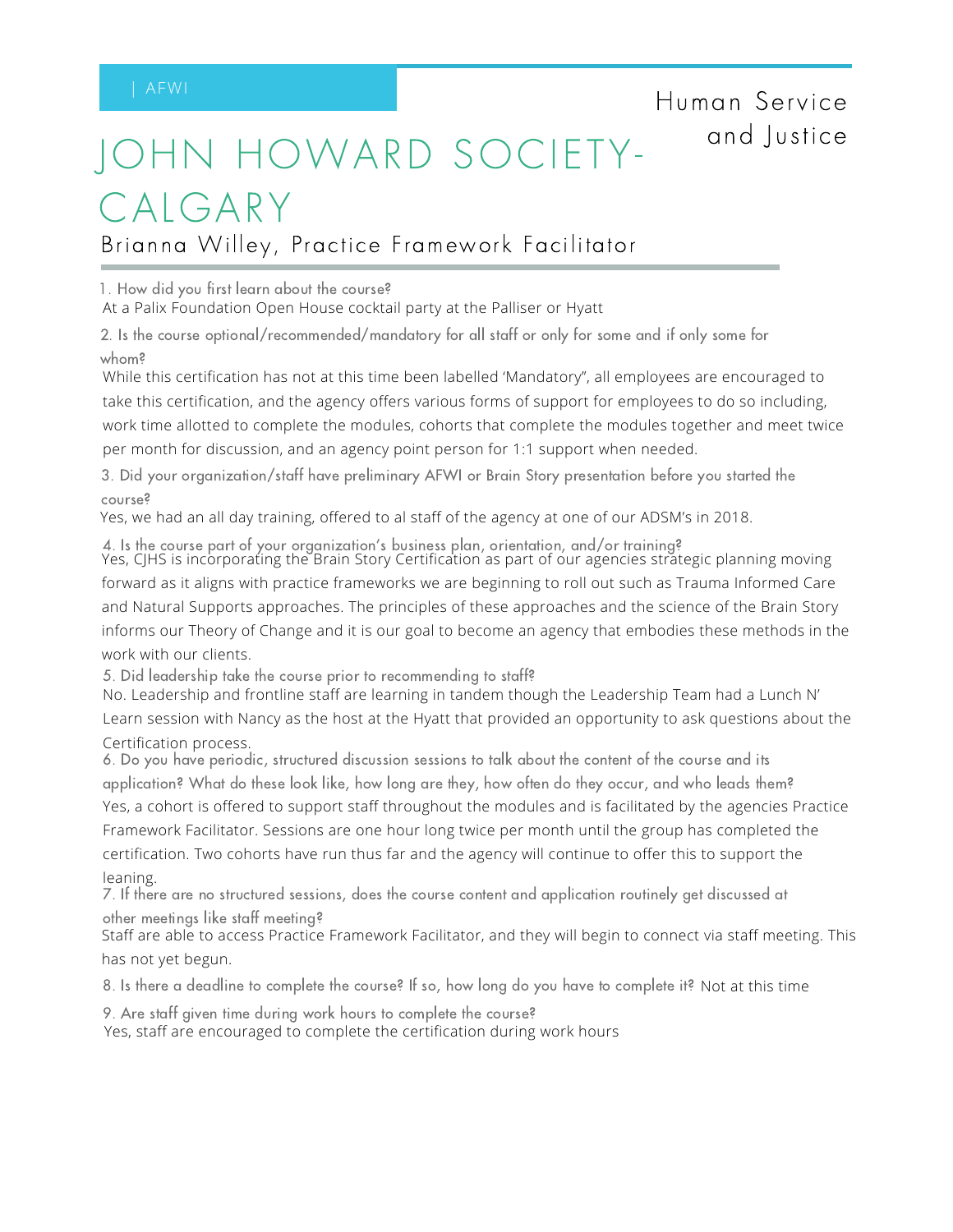| AFWI

Human Service and Justice

# JOHN HOWARD SOCIETY-CALGARY

## Brianna Willey, Practice Framework Facilitator

1. How did you first learn about the course?

At a Palix Foundation Open House cocktail party at the Palliser or Hyatt

2. Is the course optional/recommended/mandatory for all staff or only for some and if only some for whom?

While this certification has not at this time been labelled 'Mandatory", all employees are encouraged to take this certification, and the agency offers various forms of support for employees to do so including, work time allotted to complete the modules, cohorts that complete the modules together and meet twice per month for discussion, and an agency point person for 1:1 support when needed.

3. Did your organization/staff have preliminary AFWI or Brain Story presentation before you started the course?

Yes, we had an all day training, offered to al staff of the agency at one of our ADSM's in 2018.

4. Is the course part of your organization's business plan, orientation, and/or training?

Yes, CJHS is incorporating the Brain Story Certification as part of our agencies strategic planning moving forward as it aligns with practice frameworks we are beginning to roll out such as Trauma Informed Care and Natural Supports approaches. The principles of these approaches and the science of the Brain Story informs our Theory of Change and it is our goal to become an agency that embodies these methods in the work with our clients.

5. Did leadership take the course prior to recommending to staff?

No. Leadership and frontline staff are learning in tandem though the Leadership Team had a Lunch N' Learn session with Nancy as the host at the Hyatt that provided an opportunity to ask questions about the Certification process.

6. Do you have periodic, structured discussion sessions to talk about the content of the course and its application? What do these look like, how long are they, how often do they occur, and who leads them?

Yes, a cohort is offered to support staff throughout the modules and is facilitated by the agencies Practice Framework Facilitator. Sessions are one hour long twice per month until the group has completed the certification. Two cohorts have run thus far and the agency will continue to offer this to support the leaning.

7. If there are no structured sessions, does the course content and application routinely get discussed at other meetings like staff meeting?

Staff are able to access Practice Framework Facilitator, and they will begin to connect via staff meeting. This has not yet begun.

8. Is there a deadline to complete the course? If so, how long do you have to complete it? Not at this time

9. Are staff given time during work hours to complete the course?

Yes, staff are encouraged to complete the certification during work hours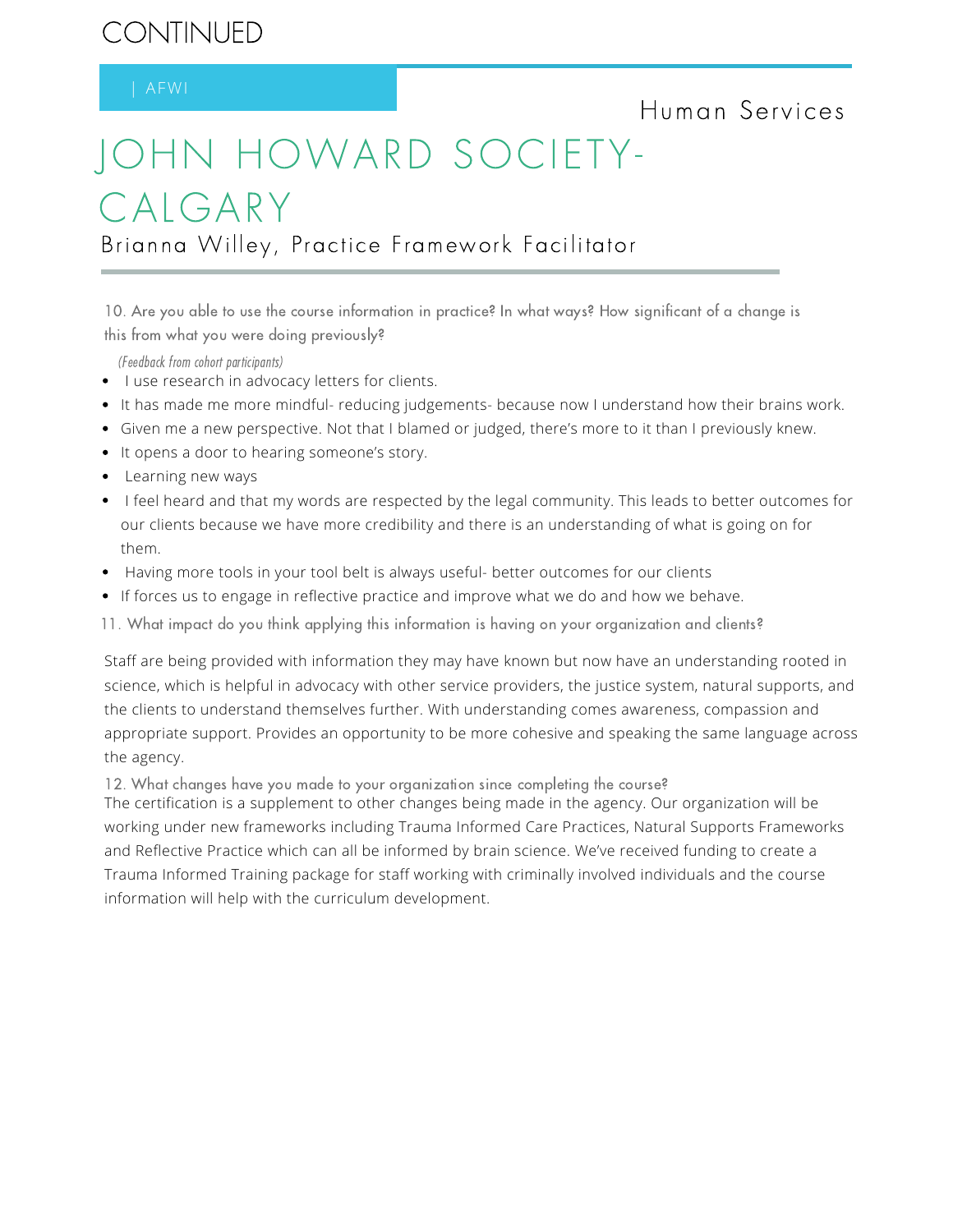CONTINUED

| AFWI

Human Services

# JOHN HOWARD SOCIETY-CALGARY

## Brianna Willey, Practice Framework Facilitator

10. Are you able to use the course information in practice? In what ways? How significant of a change is this from what you were doing previously?

*(Feedback from cohort participants)*

- I use research in advocacy letters for clients.
- It has made me more mindful- reducing judgements- because now I understand how their brains work.
- Given me a new perspective. Not that I blamed or judged, there's more to it than I previously knew.
- It opens a door to hearing someone's story.
- Learning new ways
- I feel heard and that my words are respected by the legal community. This leads to better outcomes for our clients because we have more credibility and there is an understanding of what is going on for them.
- Having more tools in your tool belt is always useful- better outcomes for our clients
- If forces us to engage in reflective practice and improve what we do and how we behave.

11. What impact do you think applying this information is having on your organization and clients?

Staff are being provided with information they may have known but now have an understanding rooted in science, which is helpful in advocacy with other service providers, the justice system, natural supports, and the clients to understand themselves further. With understanding comes awareness, compassion and appropriate support. Provides an opportunity to be more cohesive and speaking the same language across the agency.

12. What changes have you made to your organization since completing the course?

The certification is a supplement to other changes being made in the agency. Our organization will be working under new frameworks including Trauma Informed Care Practices, Natural Supports Frameworks and Reflective Practice which can all be informed by brain science. We've received funding to create a Trauma Informed Training package for staff working with criminally involved individuals and the course information will help with the curriculum development.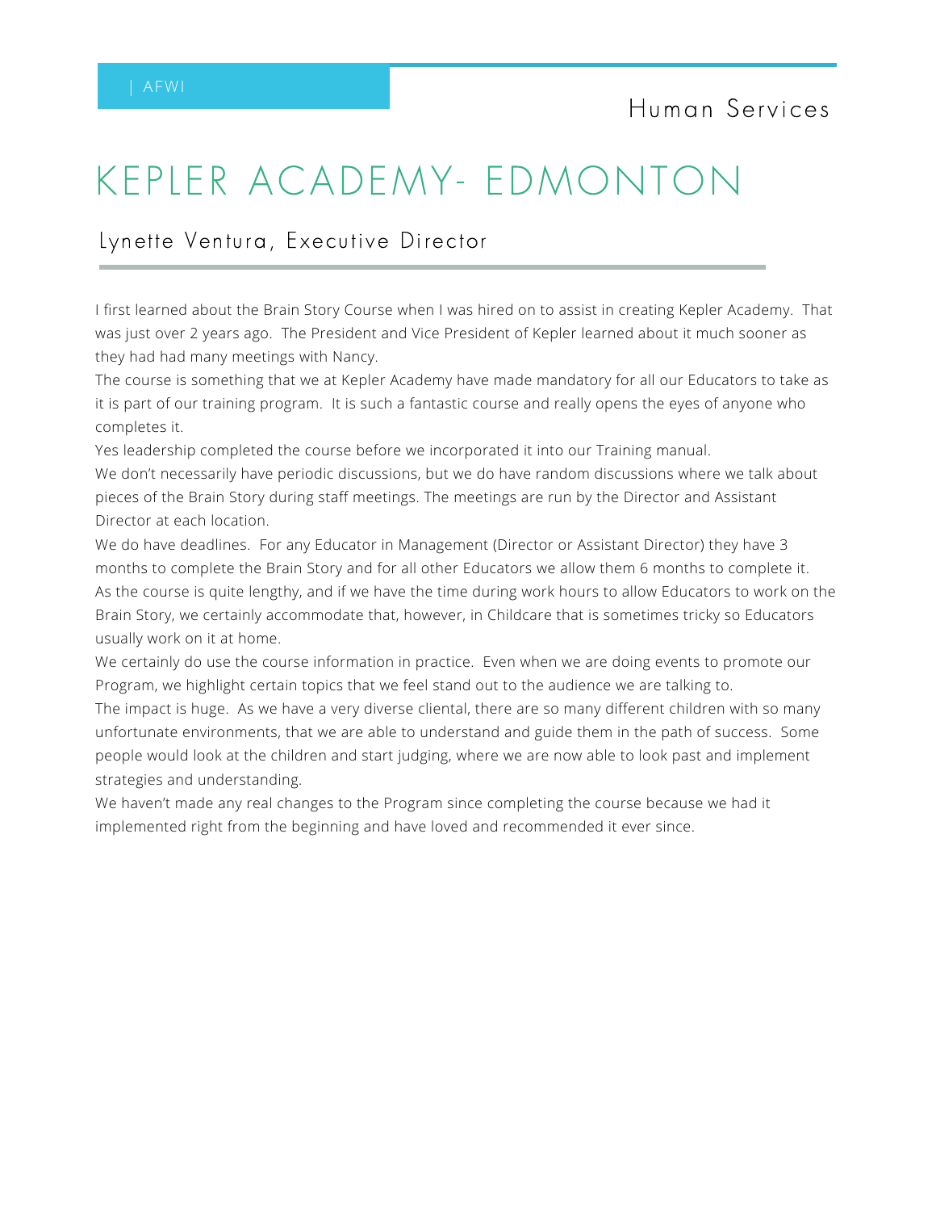# KEPLER ACADEMY- EDMONTON

## Lynette Ventura, Executive Director

I first learned about the Brain Story Course when I was hired on to assist in creating Kepler Academy. That was just over 2 years ago. The President and Vice President of Kepler learned about it much sooner as they had had many meetings with Nancy.

The course is something that we at Kepler Academy have made mandatory for all our Educators to take as it is part of our training program. It is such a fantastic course and really opens the eyes of anyone who completes it.

Yes leadership completed the course before we incorporated it into our Training manual.

We don't necessarily have periodic discussions, but we do have random discussions where we talk about pieces of the Brain Story during staff meetings. The meetings are run by the Director and Assistant Director at each location.

We do have deadlines. For any Educator in Management (Director or Assistant Director) they have 3 months to complete the Brain Story and for all other Educators we allow them 6 months to complete it.

As the course is quite lengthy, and if we have the time during work hours to allow Educators to work on the Brain Story, we certainly accommodate that, however, in Childcare that is sometimes tricky so Educators usually work on it at home.

We certainly do use the course information in practice. Even when we are doing events to promote our Program, we highlight certain topics that we feel stand out to the audience we are talking to.

The impact is huge. As we have a very diverse cliental, there are so many different children with so many unfortunate environments, that we are able to understand and guide them in the path of success. Some people would look at the children and start judging, where we are now able to look past and implement strategies and understanding.

We haven't made any real changes to the Program since completing the course because we had it implemented right from the beginning and have loved and recommended it ever since.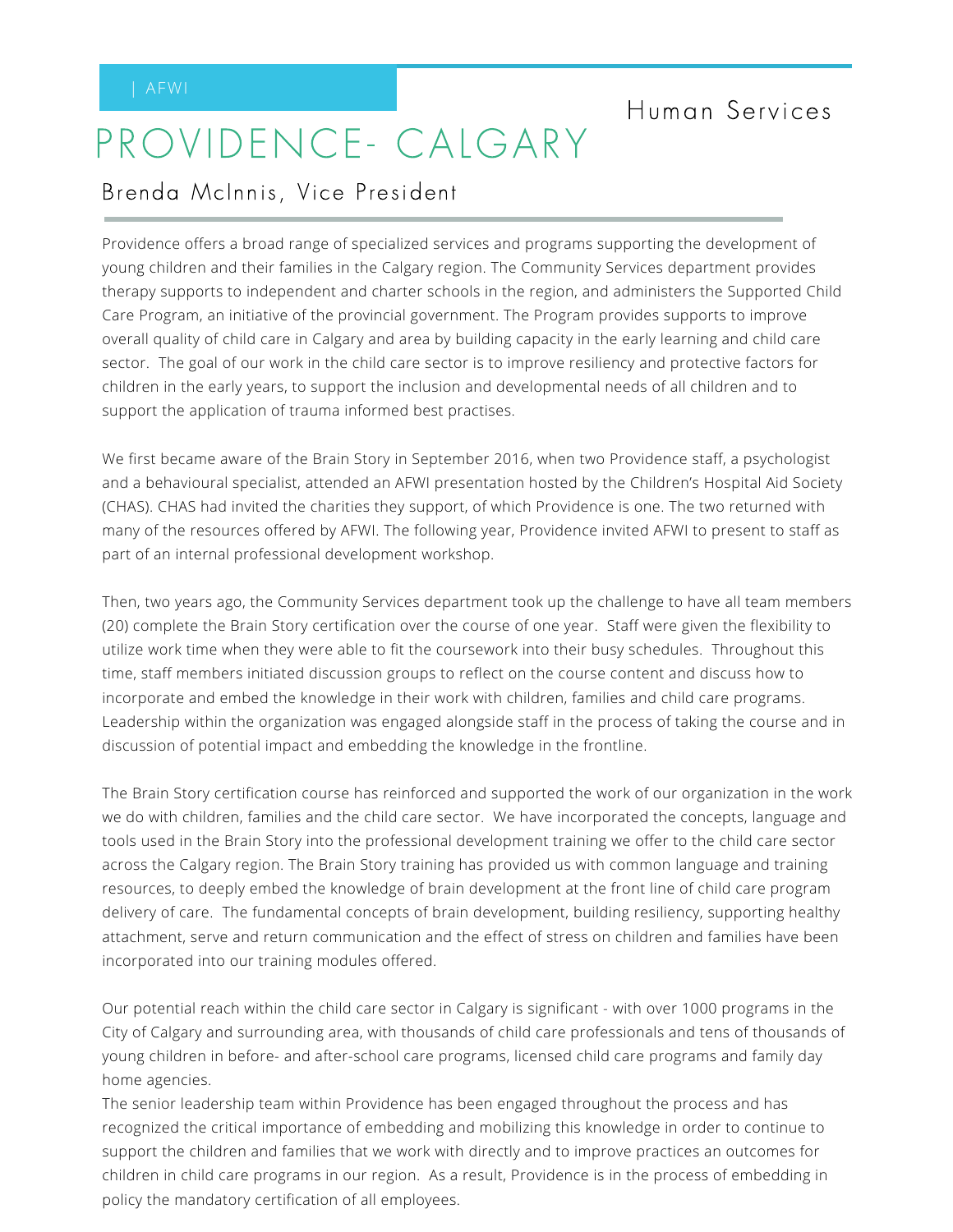| AFWI

Human Services

# PROVIDENCE- CALGARY

## Brenda McInnis, Vice President

Providence offers a broad range of specialized services and programs supporting the development of young children and their families in the Calgary region. The Community Services department provides therapy supports to independent and charter schools in the region, and administers the Supported Child Care Program, an initiative of the provincial government. The Program provides supports to improve overall quality of child care in Calgary and area by building capacity in the early learning and child care sector. The goal of our work in the child care sector is to improve resiliency and protective factors for children in the early years, to support the inclusion and developmental needs of all children and to support the application of trauma informed best practises.

We first became aware of the Brain Story in September 2016, when two Providence staff, a psychologist and a behavioural specialist, attended an AFWI presentation hosted by the Children's Hospital Aid Society (CHAS). CHAS had invited the charities they support, of which Providence is one. The two returned with many of the resources offered by AFWI. The following year, Providence invited AFWI to present to staff as part of an internal professional development workshop.

Then, two years ago, the Community Services department took up the challenge to have all team members (20) complete the Brain Story certification over the course of one year. Staff were given the flexibility to utilize work time when they were able to fit the coursework into their busy schedules. Throughout this time, staff members initiated discussion groups to reflect on the course content and discuss how to incorporate and embed the knowledge in their work with children, families and child care programs. Leadership within the organization was engaged alongside staff in the process of taking the course and in discussion of potential impact and embedding the knowledge in the frontline.

The Brain Story certification course has reinforced and supported the work of our organization in the work we do with children, families and the child care sector. We have incorporated the concepts, language and tools used in the Brain Story into the professional development training we offer to the child care sector across the Calgary region. The Brain Story training has provided us with common language and training resources, to deeply embed the knowledge of brain development at the front line of child care program delivery of care. The fundamental concepts of brain development, building resiliency, supporting healthy attachment, serve and return communication and the effect of stress on children and families have been incorporated into our training modules offered.

Our potential reach within the child care sector in Calgary is significant - with over 1000 programs in the City of Calgary and surrounding area, with thousands of child care professionals and tens of thousands of young children in before- and after-school care programs, licensed child care programs and family day home agencies.

The senior leadership team within Providence has been engaged throughout the process and has recognized the critical importance of embedding and mobilizing this knowledge in order to continue to support the children and families that we work with directly and to improve practices an outcomes for children in child care programs in our region. As a result, Providence is in the process of embedding in policy the mandatory certification of all employees.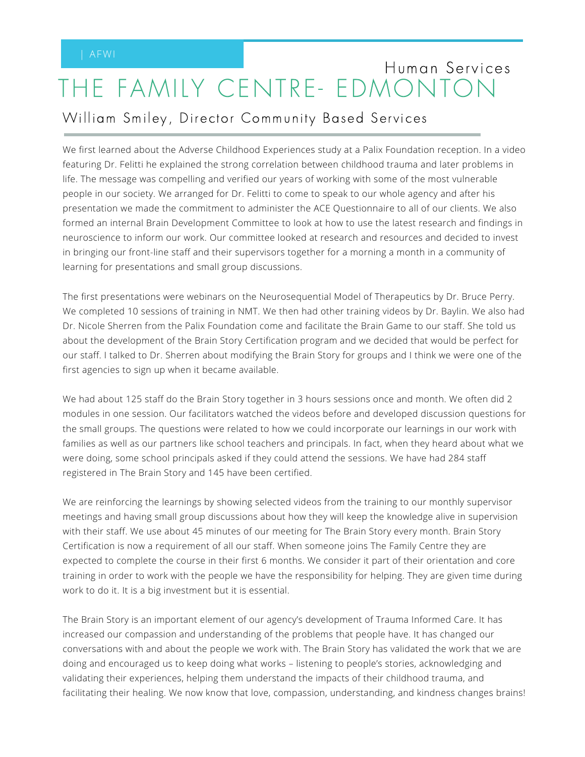| AFWI

Human Services

# THE FAMILY CENTRE- EDMONTON

## William Smiley, Director Community Based Services

We first learned about the Adverse Childhood Experiences study at a Palix Foundation reception. In a video featuring Dr. Felitti he explained the strong correlation between childhood trauma and later problems in life. The message was compelling and verified our years of working with some of the most vulnerable people in our society. We arranged for Dr. Felitti to come to speak to our whole agency and after his presentation we made the commitment to administer the ACE Questionnaire to all of our clients. We also formed an internal Brain Development Committee to look at how to use the latest research and findings in neuroscience to inform our work. Our committee looked at research and resources and decided to invest in bringing our front-line staff and their supervisors together for a morning a month in a community of learning for presentations and small group discussions.

The first presentations were webinars on the Neurosequential Model of Therapeutics by Dr. Bruce Perry. We completed 10 sessions of training in NMT. We then had other training videos by Dr. Baylin. We also had Dr. Nicole Sherren from the Palix Foundation come and facilitate the Brain Game to our staff. She told us about the development of the Brain Story Certification program and we decided that would be perfect for our staff. I talked to Dr. Sherren about modifying the Brain Story for groups and I think we were one of the first agencies to sign up when it became available.

We had about 125 staff do the Brain Story together in 3 hours sessions once and month. We often did 2 modules in one session. Our facilitators watched the videos before and developed discussion questions for the small groups. The questions were related to how we could incorporate our learnings in our work with families as well as our partners like school teachers and principals. In fact, when they heard about what we were doing, some school principals asked if they could attend the sessions. We have had 284 staff registered in The Brain Story and 145 have been certified.

We are reinforcing the learnings by showing selected videos from the training to our monthly supervisor meetings and having small group discussions about how they will keep the knowledge alive in supervision with their staff. We use about 45 minutes of our meeting for The Brain Story every month. Brain Story Certification is now a requirement of all our staff. When someone joins The Family Centre they are expected to complete the course in their first 6 months. We consider it part of their orientation and core training in order to work with the people we have the responsibility for helping. They are given time during work to do it. It is a big investment but it is essential.

The Brain Story is an important element of our agency's development of Trauma Informed Care. It has increased our compassion and understanding of the problems that people have. It has changed our conversations with and about the people we work with. The Brain Story has validated the work that we are doing and encouraged us to keep doing what works – listening to people's stories, acknowledging and validating their experiences, helping them understand the impacts of their childhood trauma, and facilitating their healing. We now know that love, compassion, understanding, and kindness changes brains!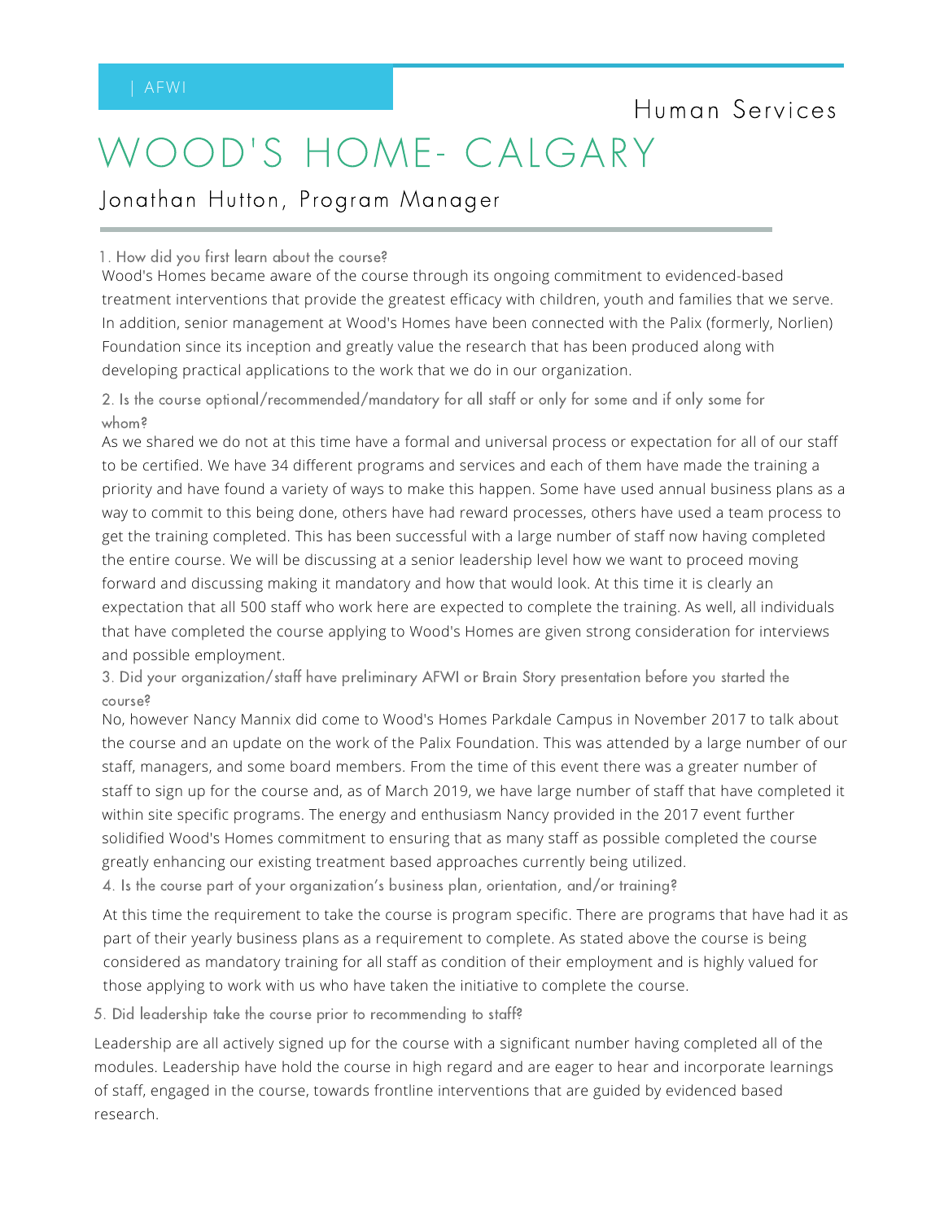| AFWI

Human Services

# WOOD'S HOME- CALGARY

## Jonathan Hutton, Program Manager

1. How did you first learn about the course?

Wood's Homes became aware of the course through its ongoing commitment to evidenced-based treatment interventions that provide the greatest efficacy with children, youth and families that we serve. In addition, senior management at Wood's Homes have been connected with the Palix (formerly, Norlien) Foundation since its inception and greatly value the research that has been produced along with developing practical applications to the work that we do in our organization.

2. Is the course optional/recommended/mandatory for all staff or only for some and if only some for whom?

As we shared we do not at this time have a formal and universal process or expectation for all of our staff to be certified. We have 34 different programs and services and each of them have made the training a priority and have found a variety of ways to make this happen. Some have used annual business plans as a way to commit to this being done, others have had reward processes, others have used a team process to get the training completed. This has been successful with a large number of staff now having completed the entire course. We will be discussing at a senior leadership level how we want to proceed moving forward and discussing making it mandatory and how that would look. At this time it is clearly an expectation that all 500 staff who work here are expected to complete the training. As well, all individuals that have completed the course applying to Wood's Homes are given strong consideration for interviews and possible employment.

3. Did your organization/staff have preliminary AFWI or Brain Story presentation before you started the course?

No, however Nancy Mannix did come to Wood's Homes Parkdale Campus in November 2017 to talk about the course and an update on the work of the Palix Foundation. This was attended by a large number of our staff, managers, and some board members. From the time of this event there was a greater number of staff to sign up for the course and, as of March 2019, we have large number of staff that have completed it within site specific programs. The energy and enthusiasm Nancy provided in the 2017 event further solidified Wood's Homes commitment to ensuring that as many staff as possible completed the course greatly enhancing our existing treatment based approaches currently being utilized.

4. Is the course part of your organization's business plan, orientation, and/or training?

At this time the requirement to take the course is program specific. There are programs that have had it as part of their yearly business plans as a requirement to complete. As stated above the course is being considered as mandatory training for all staff as condition of their employment and is highly valued for those applying to work with us who have taken the initiative to complete the course.

5. Did leadership take the course prior to recommending to staff?

Leadership are all actively signed up for the course with a significant number having completed all of the modules. Leadership have hold the course in high regard and are eager to hear and incorporate learnings of staff, engaged in the course, towards frontline interventions that are guided by evidenced based research.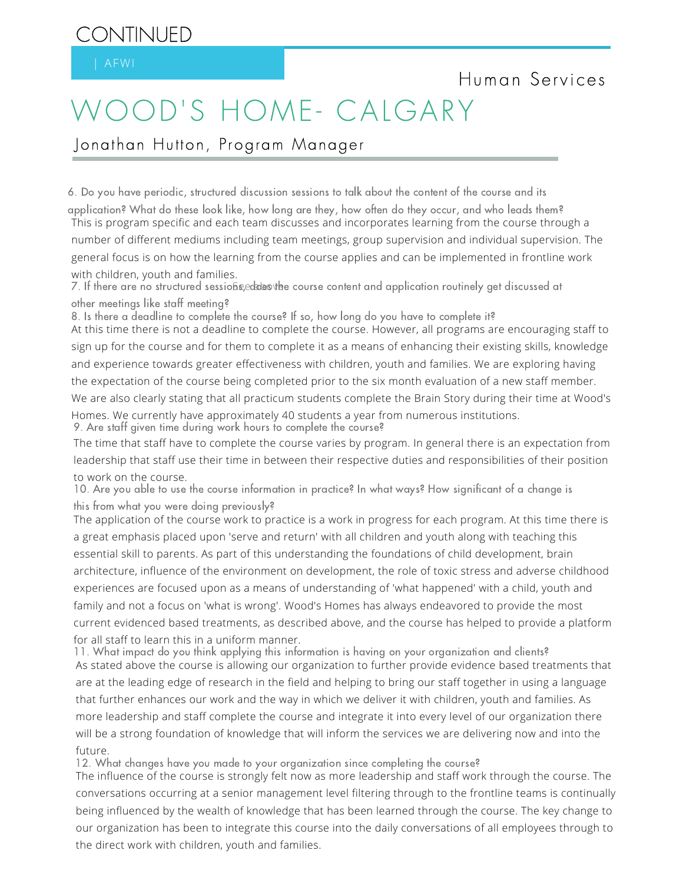# CONTINUED

| AFWI

Human Services

# WOOD'S HOME- CALGARY

## Jonathan Hutton, Program Manager

6. Do you have periodic, structured discussion sessions to talk about the content of the course and its application? What do these look like, how long are they, how often do they occur, and who leads them?

This is program specific and each team discusses and incorporates learning from the course through a number of different mediums including team meetings, group supervision and individual supervision. The general focus is on how the learning from the course applies and can be implemented in frontline work with children, youth and families.

7. If there are no structured sessions, does the course content and application routinely get discussed at other meetings like staff meeting?

See above

8. Is there a deadline to complete the course? If so, how long do you have to complete it?

At this time there is not a deadline to complete the course. However, all programs are encouraging staff to sign up for the course and for them to complete it as a means of enhancing their existing skills, knowledge and experience towards greater effectiveness with children, youth and families. We are exploring having the expectation of the course being completed prior to the six month evaluation of a new staff member. We are also clearly stating that all practicum students complete the Brain Story during their time at Wood's Homes. We currently have approximately 40 students a year from numerous institutions.

9. Are staff given time during work hours to complete the course?

The time that staff have to complete the course varies by program. In general there is an expectation from leadership that staff use their time in between their respective duties and responsibilities of their position to work on the course.

10. Are you able to use the course information in practice? In what ways? How significant of a change is this from what you were doing previously?

The application of the course work to practice is a work in progress for each program. At this time there is a great emphasis placed upon 'serve and return' with all children and youth along with teaching this essential skill to parents. As part of this understanding the foundations of child development, brain architecture, influence of the environment on development, the role of toxic stress and adverse childhood experiences are focused upon as a means of understanding of 'what happened' with a child, youth and family and not a focus on 'what is wrong'. Wood's Homes has always endeavored to provide the most current evidenced based treatments, as described above, and the course has helped to provide a platform for all staff to learn this in a uniform manner.

11. What impact do you think applying this information is having on your organization and clients?

As stated above the course is allowing our organization to further provide evidence based treatments that are at the leading edge of research in the field and helping to bring our staff together in using a language that further enhances our work and the way in which we deliver it with children, youth and families. As more leadership and staff complete the course and integrate it into every level of our organization there will be a strong foundation of knowledge that will inform the services we are delivering now and into the future.

12. What changes have you made to your organization since completing the course?

The influence of the course is strongly felt now as more leadership and staff work through the course. The conversations occurring at a senior management level filtering through to the frontline teams is continually being influenced by the wealth of knowledge that has been learned through the course. The key change to our organization has been to integrate this course into the daily conversations of all employees through to the direct work with children, youth and families.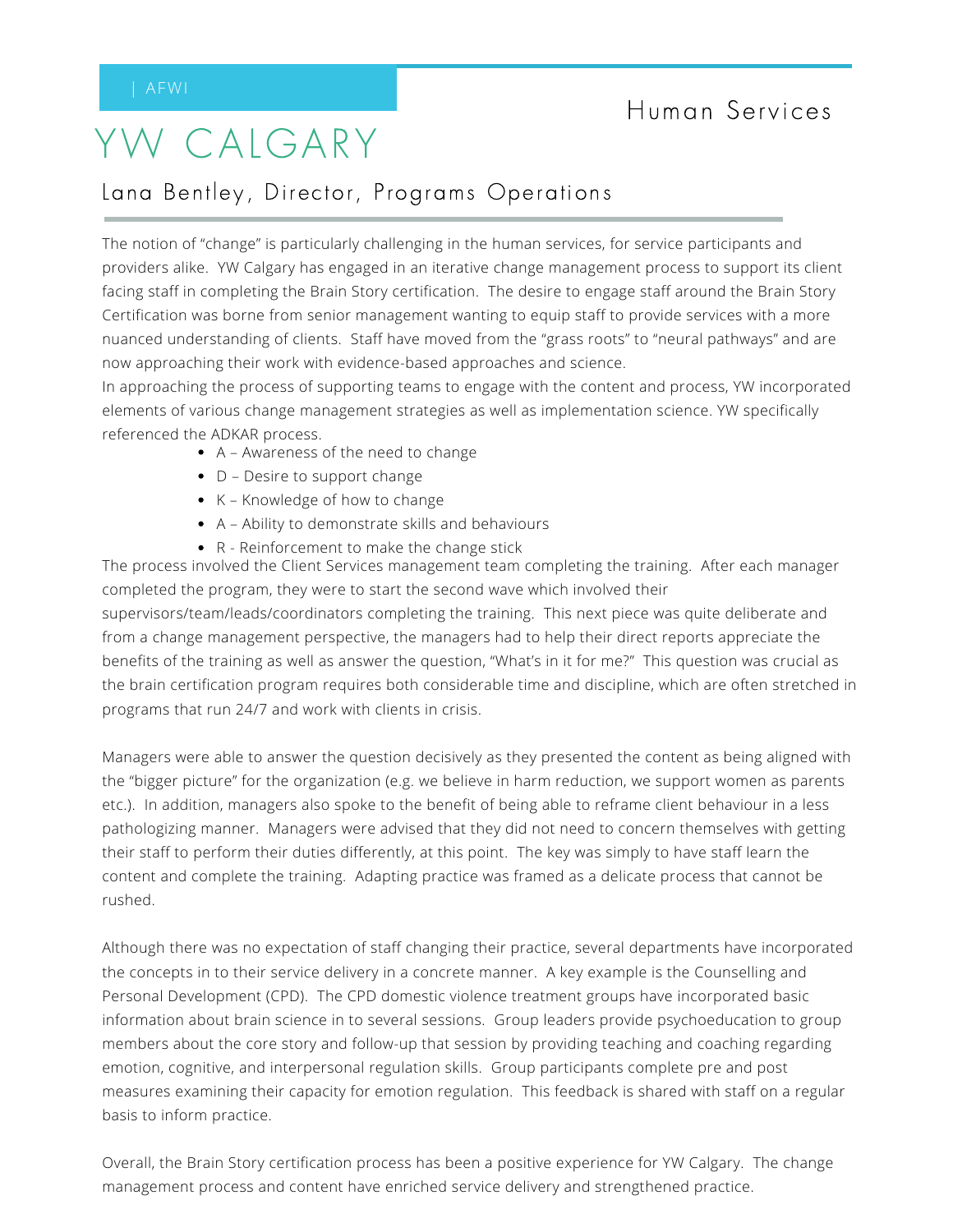| AFWI

Human Services

# YW CALGARY

## Lana Bentley, Director, Programs Operations

The notion of "change" is particularly challenging in the human services, for service participants and providers alike. YW Calgary has engaged in an iterative change management process to support its client facing staff in completing the Brain Story certification. The desire to engage staff around the Brain Story Certification was borne from senior management wanting to equip staff to provide services with a more nuanced understanding of clients. Staff have moved from the "grass roots" to "neural pathways" and are now approaching their work with evidence-based approaches and science.

In approaching the process of supporting teams to engage with the content and process, YW incorporated elements of various change management strategies as well as implementation science. YW specifically referenced the ADKAR process.

- A – Awareness of the need to change
- D – Desire to support change
- K – Knowledge of how to change
- A – Ability to demonstrate skills and behaviours
- R - Reinforcement to make the change stick

The process involved the Client Services management team completing the training. After each manager completed the program, they were to start the second wave which involved their supervisors/team/leads/coordinators completing the training. This next piece was quite deliberate and from a change management perspective, the managers had to help their direct reports appreciate the benefits of the training as well as answer the question, "What's in it for me?" This question was crucial as the brain certification program requires both considerable time and discipline, which are often stretched in programs that run 24/7 and work with clients in crisis.

Managers were able to answer the question decisively as they presented the content as being aligned with the "bigger picture" for the organization (e.g. we believe in harm reduction, we support women as parents etc.). In addition, managers also spoke to the benefit of being able to reframe client behaviour in a less pathologizing manner. Managers were advised that they did not need to concern themselves with getting their staff to perform their duties differently, at this point. The key was simply to have staff learn the content and complete the training. Adapting practice was framed as a delicate process that cannot be rushed.

Although there was no expectation of staff changing their practice, several departments have incorporated the concepts in to their service delivery in a concrete manner. A key example is the Counselling and Personal Development (CPD). The CPD domestic violence treatment groups have incorporated basic information about brain science in to several sessions. Group leaders provide psychoeducation to group members about the core story and follow-up that session by providing teaching and coaching regarding emotion, cognitive, and interpersonal regulation skills. Group participants complete pre and post measures examining their capacity for emotion regulation. This feedback is shared with staff on a regular basis to inform practice.

Overall, the Brain Story certification process has been a positive experience for YW Calgary. The change management process and content have enriched service delivery and strengthened practice.